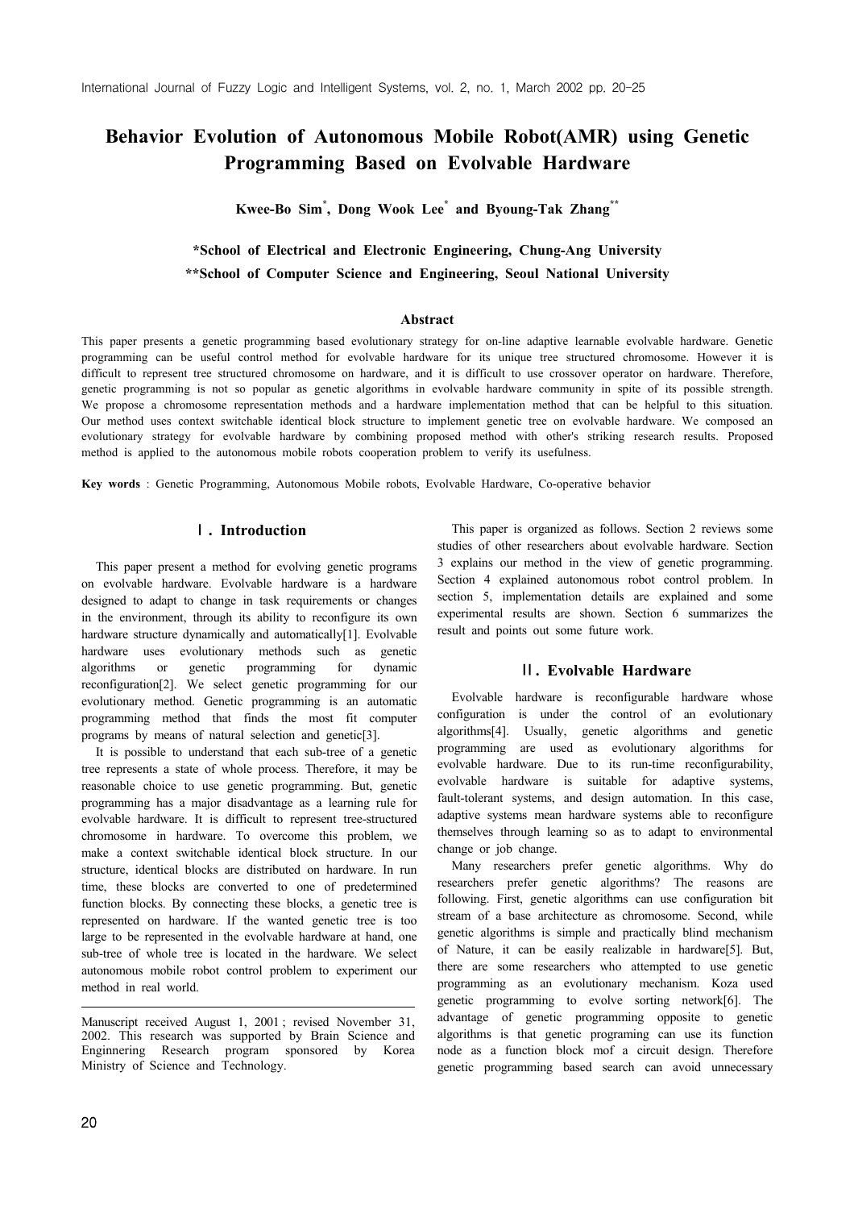# Behavior Evolution of Autonomous Mobile Robot(AMR) using Genetic Programming Based on Evolvable Hardware

**Kwee-Bo Sim[*], Dong Wook Lee[*] and Byoung-Tak Zhang[**]**

**\*School of Electrical and Electronic Engineering, Chung-Ang University**

**\*\*School of Computer Science and Engineering, Seoul National University**

### Abstract

This paper presents a genetic programming based evolutionary strategy for on-line adaptive learnable evolvable hardware. Genetic programming can be useful control method for evolvable hardware for its unique tree structured chromosome. However it is difficult to represent tree structured chromosome on hardware, and it is difficult to use crossover operator on hardware. Therefore, genetic programming is not so popular as genetic algorithms in evolvable hardware community in spite of its possible strength. We propose a chromosome representation methods and a hardware implementation method that can be helpful to this situation. Our method uses context switchable identical block structure to implement genetic tree on evolvable hardware. We composed an evolutionary strategy for evolvable hardware by combining proposed method with other's striking research results. Proposed method is applied to the autonomous mobile robots cooperation problem to verify its usefulness.

**Key words** : Genetic Programming, Autonomous Mobile robots, Evolvable Hardware, Co-operative behavior

## Ⅰ. Introduction

This paper present a method for evolving genetic programs on evolvable hardware. Evolvable hardware is a hardware designed to adapt to change in task requirements or changes in the environment, through its ability to reconfigure its own hardware structure dynamically and automatically[1]. Evolvable hardware uses evolutionary methods such as genetic algorithms or genetic programming for dynamic reconfiguration[2]. We select genetic programming for our evolutionary method. Genetic programming is an automatic programming method that finds the most fit computer programs by means of natural selection and genetic[3].

It is possible to understand that each sub-tree of a genetic tree represents a state of whole process. Therefore, it may be reasonable choice to use genetic programming. But, genetic programming has a major disadvantage as a learning rule for evolvable hardware. It is difficult to represent tree-structured chromosome in hardware. To overcome this problem, we make a context switchable identical block structure. In our structure, identical blocks are distributed on hardware. In run time, these blocks are converted to one of predetermined function blocks. By connecting these blocks, a genetic tree is represented on hardware. If the wanted genetic tree is too large to be represented in the evolvable hardware at hand, one sub-tree of whole tree is located in the hardware. We select autonomous mobile robot control problem to experiment our method in real world.

Manuscript received August 1, 2001 ; revised November 31, 2002. This research was supported by Brain Science and Enginnering Research program sponsored by Korea Ministry of Science and Technology.

This paper is organized as follows. Section 2 reviews some studies of other researchers about evolvable hardware. Section 3 explains our method in the view of genetic programming. Section 4 explained autonomous robot control problem. In section 5, implementation details are explained and some experimental results are shown. Section 6 summarizes the result and points out some future work.

## Ⅱ. Evolvable Hardware

Evolvable hardware is reconfigurable hardware whose configuration is under the control of an evolutionary algorithms[4]. Usually, genetic algorithms and genetic programming are used as evolutionary algorithms for evolvable hardware. Due to its run-time reconfigurability, evolvable hardware is suitable for adaptive systems, fault-tolerant systems, and design automation. In this case, adaptive systems mean hardware systems able to reconfigure themselves through learning so as to adapt to environmental change or job change.

Many researchers prefer genetic algorithms. Why do researchers prefer genetic algorithms? The reasons are following. First, genetic algorithms can use configuration bit stream of a base architecture as chromosome. Second, while genetic algorithms is simple and practically blind mechanism of Nature, it can be easily realizable in hardware[5]. But, there are some researchers who attempted to use genetic programming as an evolutionary mechanism. Koza used genetic programming to evolve sorting network[6]. The advantage of genetic programming opposite to genetic algorithms is that genetic programing can use its function node as a function block mof a circuit design. Therefore genetic programming based search can avoid unnecessary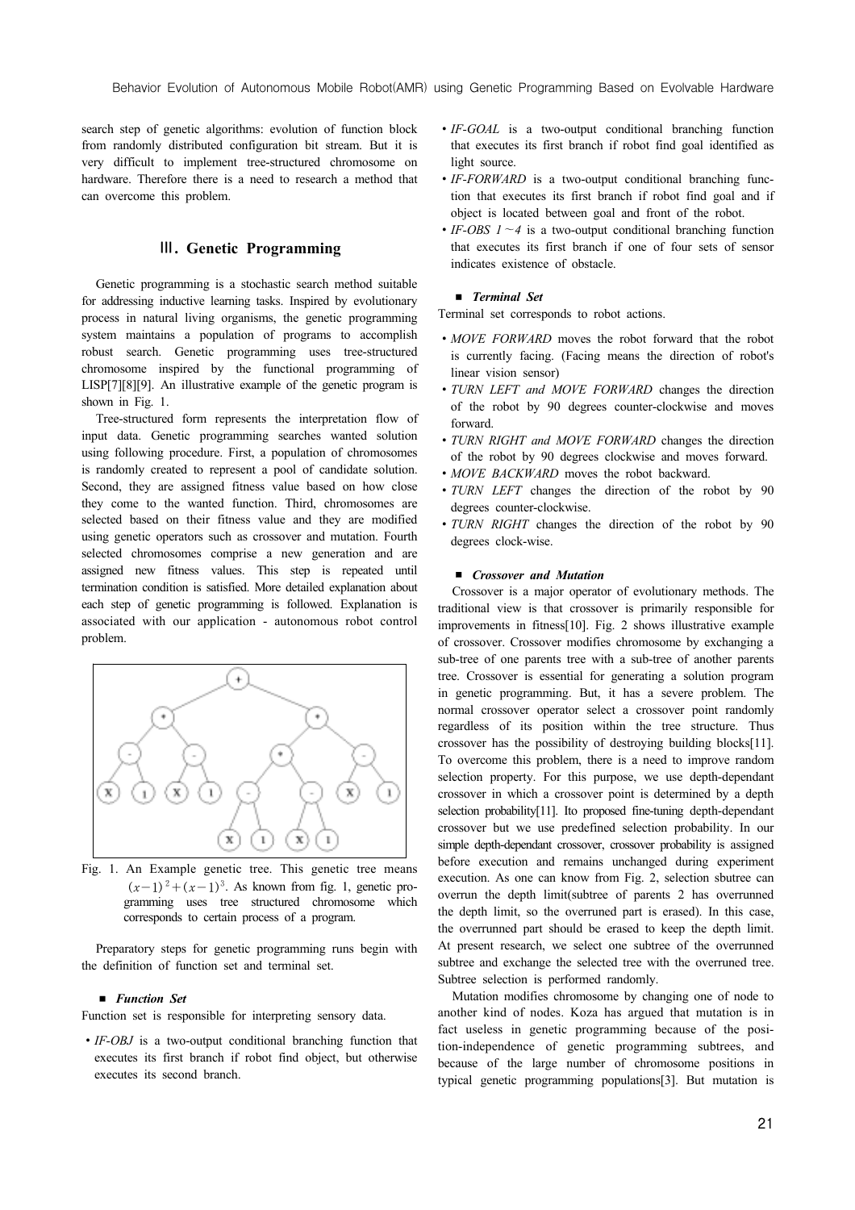search step of genetic algorithms: evolution of function block from randomly distributed configuration bit stream. But it is very difficult to implement tree-structured chromosome on hardware. Therefore there is a need to research a method that can overcome this problem.

## Ⅲ. Genetic Programming

Genetic programming is a stochastic search method suitable for addressing inductive learning tasks. Inspired by evolutionary process in natural living organisms, the genetic programming system maintains a population of programs to accomplish robust search. Genetic programming uses tree-structured chromosome inspired by the functional programming of LISP[7][8][9]. An illustrative example of the genetic program is shown in Fig. 1.

Tree-structured form represents the interpretation flow of input data. Genetic programming searches wanted solution using following procedure. First, a population of chromosomes is randomly created to represent a pool of candidate solution. Second, they are assigned fitness value based on how close they come to the wanted function. Third, chromosomes are selected based on their fitness value and they are modified using genetic operators such as crossover and mutation. Fourth selected chromosomes comprise a new generation and are assigned new fitness values. This step is repeated until termination condition is satisfied. More detailed explanation about each step of genetic programming is followed. Explanation is associated with our application - autonomous robot control problem.

Fig. 1. An Example genetic tree. This genetic tree means $(x-1)^2+(x-1)^3$. As known from fig. 1, genetic programming uses tree structured chromosome which corresponds to certain process of a program.

Preparatory steps for genetic programming runs begin with the definition of function set and terminal set.

### ■ *Function Set*

Function set is responsible for interpreting sensory data.

- *IF-OBJ* is a two-output conditional branching function that executes its first branch if robot find object, but otherwise executes its second branch.
- *IF-GOAL* is a two-output conditional branching function that executes its first branch if robot find goal identified as light source.
- *IF-FORWARD* is a two-output conditional branching function that executes its first branch if robot find goal and if object is located between goal and front of the robot.
- *IF-OBS 1~4* is a two-output conditional branching function that executes its first branch if one of four sets of sensor indicates existence of obstacle.

### ■ *Terminal Set*

Terminal set corresponds to robot actions.

- *MOVE FORWARD* moves the robot forward that the robot is currently facing. (Facing means the direction of robot's linear vision sensor)
- *TURN LEFT and MOVE FORWARD* changes the direction of the robot by 90 degrees counter-clockwise and moves forward.
- *TURN RIGHT and MOVE FORWARD* changes the direction of the robot by 90 degrees clockwise and moves forward.
- *MOVE BACKWARD* moves the robot backward.
- *TURN LEFT* changes the direction of the robot by 90 degrees counter-clockwise.
- *TURN RIGHT* changes the direction of the robot by 90 degrees clock-wise.

### ■ *Crossover and Mutation*

Crossover is a major operator of evolutionary methods. The traditional view is that crossover is primarily responsible for improvements in fitness[10]. Fig. 2 shows illustrative example of crossover. Crossover modifies chromosome by exchanging a sub-tree of one parents tree with a sub-tree of another parents tree. Crossover is essential for generating a solution program in genetic programming. But, it has a severe problem. The normal crossover operator select a crossover point randomly regardless of its position within the tree structure. Thus crossover has the possibility of destroying building blocks[11]. To overcome this problem, there is a need to improve random selection property. For this purpose, we use depth-dependant crossover in which a crossover point is determined by a depth selection probability[11]. Ito proposed fine-tuning depth-dependant crossover but we use predefined selection probability. In our simple depth-dependant crossover, crossover probability is assigned before execution and remains unchanged during experiment execution. As one can know from Fig. 2, selection sbutree can overrun the depth limit(subtree of parents 2 has overrunned the depth limit, so the overruned part is erased). In this case, the overrunned part should be erased to keep the depth limit. At present research, we select one subtree of the overrunned subtree and exchange the selected tree with the overruned tree. Subtree selection is performed randomly.

Mutation modifies chromosome by changing one of node to another kind of nodes. Koza has argued that mutation is in fact useless in genetic programming because of the position-independence of genetic programming subtrees, and because of the large number of chromosome positions in typical genetic programming populations[3]. But mutation is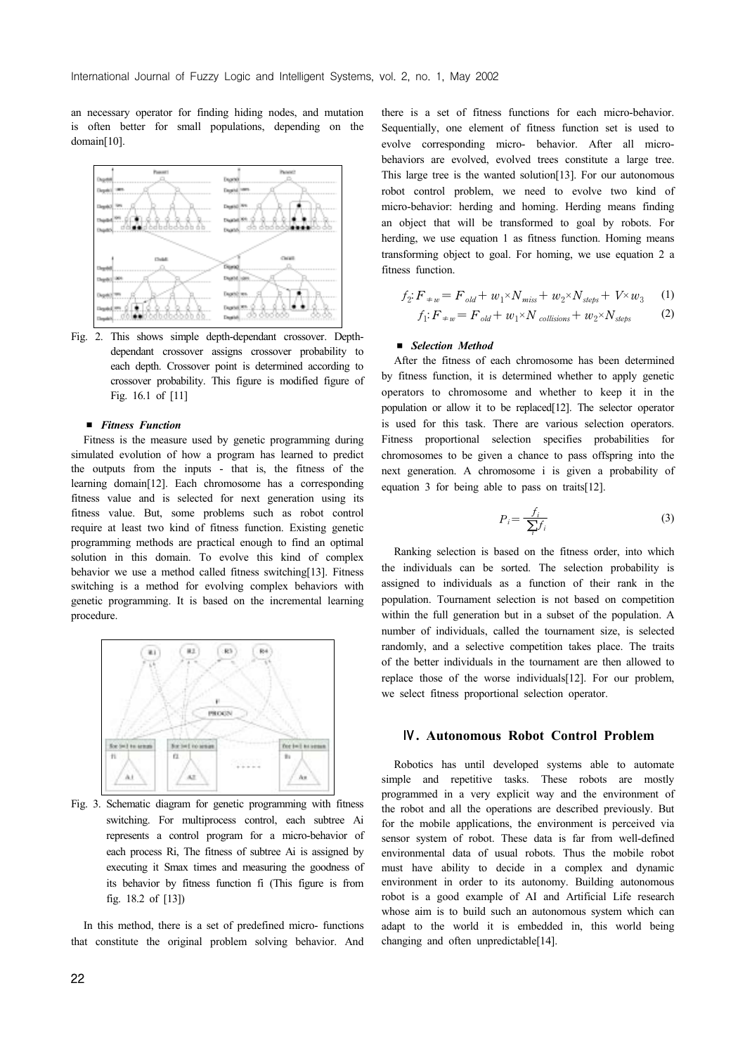an necessary operator for finding hiding nodes, and mutation is often better for small populations, depending on the domain[10].

Fig. 2. This shows simple depth-dependant crossover. Depth-dependant crossover assigns crossover probability to each depth. Crossover point is determined according to crossover probability. This figure is modified figure of Fig. 16.1 of [11]

### ■ *Fitness Function*

Fitness is the measure used by genetic programming during simulated evolution of how a program has learned to predict the outputs from the inputs - that is, the fitness of the learning domain[12]. Each chromosome has a corresponding fitness value and is selected for next generation using its fitness value. But, some problems such as robot control require at least two kind of fitness function. Existing genetic programming methods are practical enough to find an optimal solution in this domain. To evolve this kind of complex behavior we use a method called fitness switching[13]. Fitness switching is a method for evolving complex behaviors with genetic programming. It is based on the incremental learning procedure.

Fig. 3. Schematic diagram for genetic programming with fitness switching. For multiprocess control, each subtree Ai represents a control program for a micro-behavior of each process Ri, The fitness of subtree Ai is assigned by executing it Smax times and measuring the goodness of its behavior by fitness function fi (This figure is from fig. 18.2 of [13])

In this method, there is a set of predefined micro- functions that constitute the original problem solving behavior. And there is a set of fitness functions for each micro-behavior. Sequentially, one element of fitness function set is used to evolve corresponding micro- behavior. After all micro-behaviors are evolved, evolved trees constitute a large tree. This large tree is the wanted solution[13]. For our autonomous robot control problem, we need to evolve two kind of micro-behavior: herding and homing. Herding means finding an object that will be transformed to goal by robots. For herding, we use equation 1 as fitness function. Homing means transforming object to goal. For homing, we use equation 2 a fitness function.

$$f_2 : F_{\neq w} = F_{old} + w_1 \times N_{miss} + w_2 \times N_{steps} + V \times w_3 \quad (1)$$

$$f_1 : F_{\neq w} = F_{old} + w_1 \times N_{collisions} + w_2 \times N_{steps} \quad (2)$$

### ■ *Selection Method*

After the fitness of each chromosome has been determined by fitness function, it is determined whether to apply genetic operators to chromosome and whether to keep it in the population or allow it to be replaced[12]. The selector operator is used for this task. There are various selection operators. Fitness proportional selection specifies probabilities for chromosomes to be given a chance to pass offspring into the next generation. A chromosome i is given a probability of equation 3 for being able to pass on traits[12].

$$P_i = \frac{f_i}{\sum_i f_i} \quad (3)$$

Ranking selection is based on the fitness order, into which the individuals can be sorted. The selection probability is assigned to individuals as a function of their rank in the population. Tournament selection is not based on competition within the full generation but in a subset of the population. A number of individuals, called the tournament size, is selected randomly, and a selective competition takes place. The traits of the better individuals in the tournament are then allowed to replace those of the worse individuals[12]. For our problem, we select fitness proportional selection operator.

## Ⅳ. Autonomous Robot Control Problem

Robotics has until developed systems able to automate simple and repetitive tasks. These robots are mostly programmed in a very explicit way and the environment of the robot and all the operations are described previously. But for the mobile applications, the environment is perceived via sensor system of robot. These data is far from well-defined environmental data of usual robots. Thus the mobile robot must have ability to decide in a complex and dynamic environment in order to its autonomy. Building autonomous robot is a good example of AI and Artificial Life research whose aim is to build such an autonomous system which can adapt to the world it is embedded in, this world being changing and often unpredictable[14].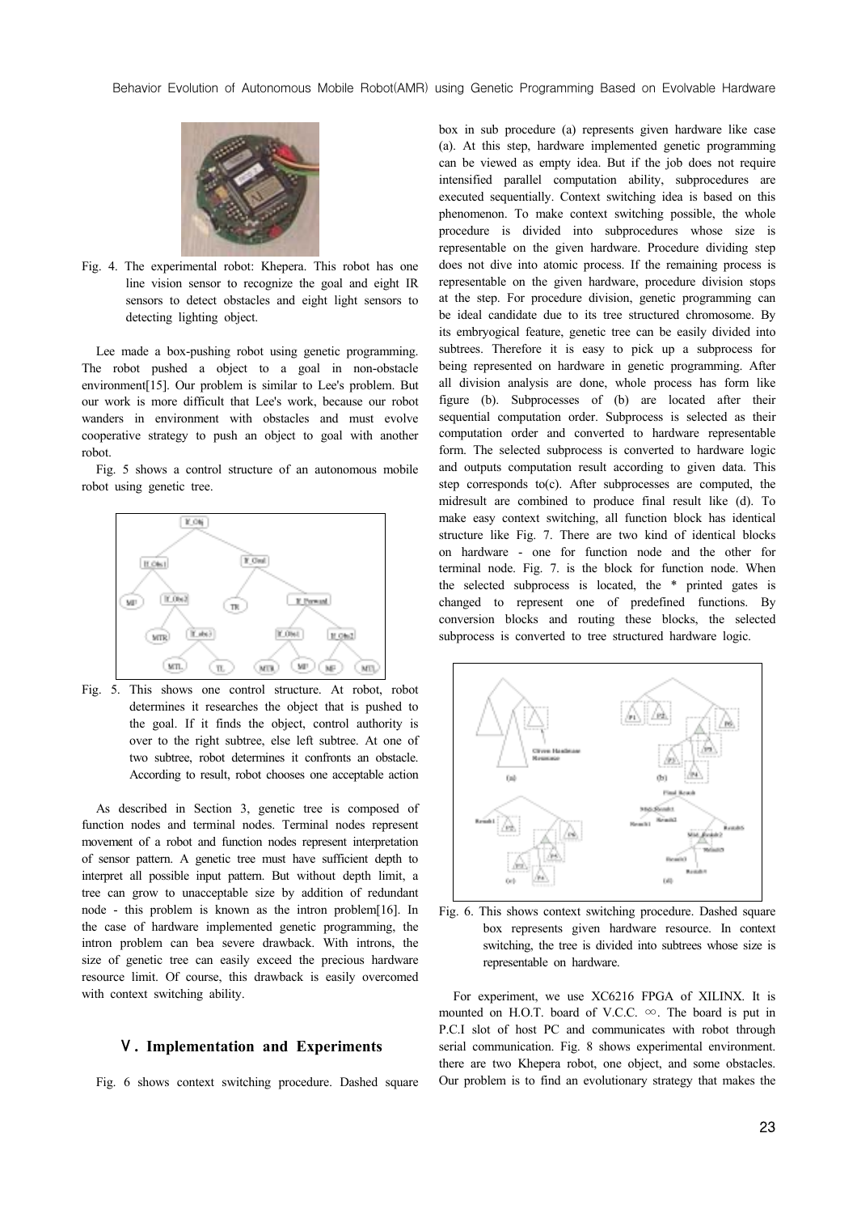Fig. 4. The experimental robot: Khepera. This robot has one line vision sensor to recognize the goal and eight IR sensors to detect obstacles and eight light sensors to detecting lighting object.

Lee made a box-pushing robot using genetic programming. The robot pushed a object to a goal in non-obstacle environment[15]. Our problem is similar to Lee's problem. But our work is more difficult that Lee's work, because our robot wanders in environment with obstacles and must evolve cooperative strategy to push an object to goal with another robot.

Fig. 5 shows a control structure of an autonomous mobile robot using genetic tree.

Fig. 5. This shows one control structure. At robot, robot determines it researches the object that is pushed to the goal. If it finds the object, control authority is over to the right subtree, else left subtree. At one of two subtree, robot determines it confronts an obstacle. According to result, robot chooses one acceptable action

As described in Section 3, genetic tree is composed of function nodes and terminal nodes. Terminal nodes represent movement of a robot and function nodes represent interpretation of sensor pattern. A genetic tree must have sufficient depth to interpret all possible input pattern. But without depth limit, a tree can grow to unacceptable size by addition of redundant node - this problem is known as the intron problem[16]. In the case of hardware implemented genetic programming, the intron problem can bea severe drawback. With introns, the size of genetic tree can easily exceed the precious hardware resource limit. Of course, this drawback is easily overcomed with context switching ability.

## Ⅴ. Implementation and Experiments

Fig. 6 shows context switching procedure. Dashed square box in sub procedure (a) represents given hardware like case (a). At this step, hardware implemented genetic programming can be viewed as empty idea. But if the job does not require intensified parallel computation ability, subprocedures are executed sequentially. Context switching idea is based on this phenomenon. To make context switching possible, the whole procedure is divided into subprocedures whose size is representable on the given hardware. Procedure dividing step does not dive into atomic process. If the remaining process is representable on the given hardware, procedure division stops at the step. For procedure division, genetic programming can be ideal candidate due to its tree structured chromosome. By its embryogical feature, genetic tree can be easily divided into subtrees. Therefore it is easy to pick up a subprocess for being represented on hardware in genetic programming. After all division analysis are done, whole process has form like figure (b). Subprocesses of (b) are located after their sequential computation order. Subprocess is selected as their computation order and converted to hardware representable form. The selected subprocess is converted to hardware logic and outputs computation result according to given data. This step corresponds to(c). After subprocesses are computed, the midresult are combined to produce final result like (d). To make easy context switching, all function block has identical structure like Fig. 7. There are two kind of identical blocks on hardware - one for function node and the other for terminal node. Fig. 7. is the block for function node. When the selected subprocess is located, the * printed gates is changed to represent one of predefined functions. By conversion blocks and routing these blocks, the selected subprocess is converted to tree structured hardware logic.

Fig. 6. This shows context switching procedure. Dashed square box represents given hardware resource. In context switching, the tree is divided into subtrees whose size is representable on hardware.

For experiment, we use XC6216 FPGA of XILINX. It is mounted on H.O.T. board of V.C.C. ∞. The board is put in P.C.I slot of host PC and communicates with robot through serial communication. Fig. 8 shows experimental environment. there are two Khepera robot, one object, and some obstacles. Our problem is to find an evolutionary strategy that makes the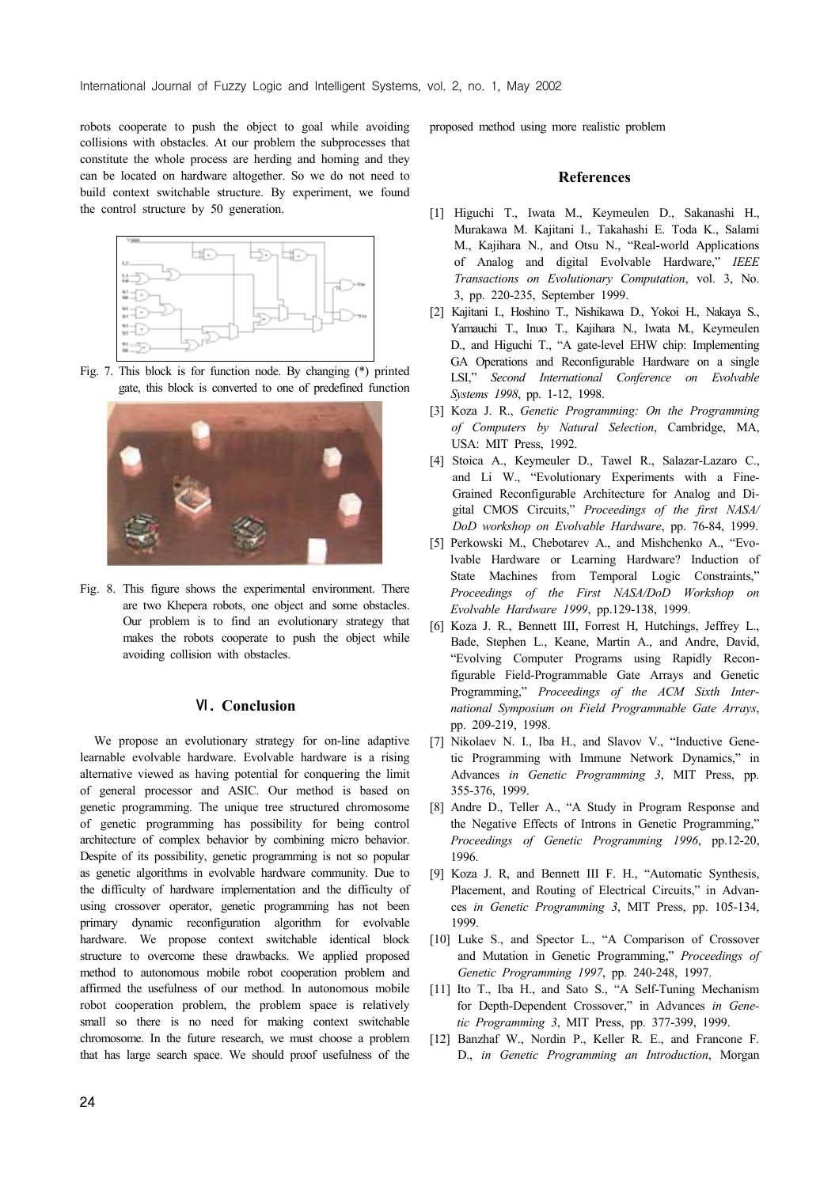robots cooperate to push the object to goal while avoiding collisions with obstacles. At our problem the subprocesses that constitute the whole process are herding and homing and they can be located on hardware altogether. So we do not need to build context switchable structure. By experiment, we found the control structure by 50 generation.

Fig. 7. This block is for function node. By changing (*) printed gate, this block is converted to one of predefined function

Fig. 8. This figure shows the experimental environment. There are two Khepera robots, one object and some obstacles. Our problem is to find an evolutionary strategy that makes the robots cooperate to push the object while avoiding collision with obstacles.

## Ⅵ. Conclusion

We propose an evolutionary strategy for on-line adaptive learnable evolvable hardware. Evolvable hardware is a rising alternative viewed as having potential for conquering the limit of general processor and ASIC. Our method is based on genetic programming. The unique tree structured chromosome of genetic programming has possibility for being control architecture of complex behavior by combining micro behavior. Despite of its possibility, genetic programming is not so popular as genetic algorithms in evolvable hardware community. Due to the difficulty of hardware implementation and the difficulty of using crossover operator, genetic programming has not been primary dynamic reconfiguration algorithm for evolvable hardware. We propose context switchable identical block structure to overcome these drawbacks. We applied proposed method to autonomous mobile robot cooperation problem and affirmed the usefulness of our method. In autonomous mobile robot cooperation problem, the problem space is relatively small so there is no need for making context switchable chromosome. In the future research, we must choose a problem that has large search space. We should proof usefulness of the proposed method using more realistic problem

## References

[1] Higuchi T., Iwata M., Keymeulen D., Sakanashi H., Murakawa M. Kajitani I., Takahashi E. Toda K., Salami M., Kajihara N., and Otsu N., "Real-world Applications of Analog and digital Evolvable Hardware," *IEEE Transactions on Evolutionary Computation*, vol. 3, No. 3, pp. 220-235, September 1999.

[2] Kajitani I., Hoshino T., Nishikawa D., Yokoi H., Nakaya S., Yamauchi T., Inuo T., Kajihara N., Iwata M., Keymeulen D., and Higuchi T., "A gate-level EHW chip: Implementing GA Operations and Reconfigurable Hardware on a single LSI," *Second International Conference on Evolvable Systems 1998*, pp. 1-12, 1998.

[3] Koza J. R., *Genetic Programming: On the Programming of Computers by Natural Selection*, Cambridge, MA, USA: MIT Press, 1992.

[4] Stoica A., Keymeuler D., Tawel R., Salazar-Lazaro C., and Li W., "Evolutionary Experiments with a Fine-Grained Reconfigurable Architecture for Analog and Digital CMOS Circuits," *Proceedings of the first NASA/DoD workshop on Evolvable Hardware*, pp. 76-84, 1999.

[5] Perkowski M., Chebotarev A., and Mishchenko A., "Evolvable Hardware or Learning Hardware? Induction of State Machines from Temporal Logic Constraints," *Proceedings of the First NASA/DoD Workshop on Evolvable Hardware 1999*, pp.129-138, 1999.

[6] Koza J. R., Bennett III, Forrest H, Hutchings, Jeffrey L., Bade, Stephen L., Keane, Martin A., and Andre, David, "Evolving Computer Programs using Rapidly Reconfigurable Field-Programmable Gate Arrays and Genetic Programming," *Proceedings of the ACM Sixth International Symposium on Field Programmable Gate Arrays*, pp. 209-219, 1998.

[7] Nikolaev N. I., Iba H., and Slavov V., "Inductive Genetic Programming with Immune Network Dynamics," in Advances *in Genetic Programming 3*, MIT Press, pp. 355-376, 1999.

[8] Andre D., Teller A., "A Study in Program Response and the Negative Effects of Introns in Genetic Programming," *Proceedings of Genetic Programming 1996*, pp.12-20, 1996.

[9] Koza J. R, and Bennett III F. H., "Automatic Synthesis, Placement, and Routing of Electrical Circuits," in Advances *in Genetic Programming 3*, MIT Press, pp. 105-134, 1999.

[10] Luke S., and Spector L., "A Comparison of Crossover and Mutation in Genetic Programming," *Proceedings of Genetic Programming 1997*, pp. 240-248, 1997.

[11] Ito T., Iba H., and Sato S., "A Self-Tuning Mechanism for Depth-Dependent Crossover," in Advances *in Genetic Programming 3*, MIT Press, pp. 377-399, 1999.

[12] Banzhaf W., Nordin P., Keller R. E., and Francone F. D., *in Genetic Programming an Introduction*, Morgan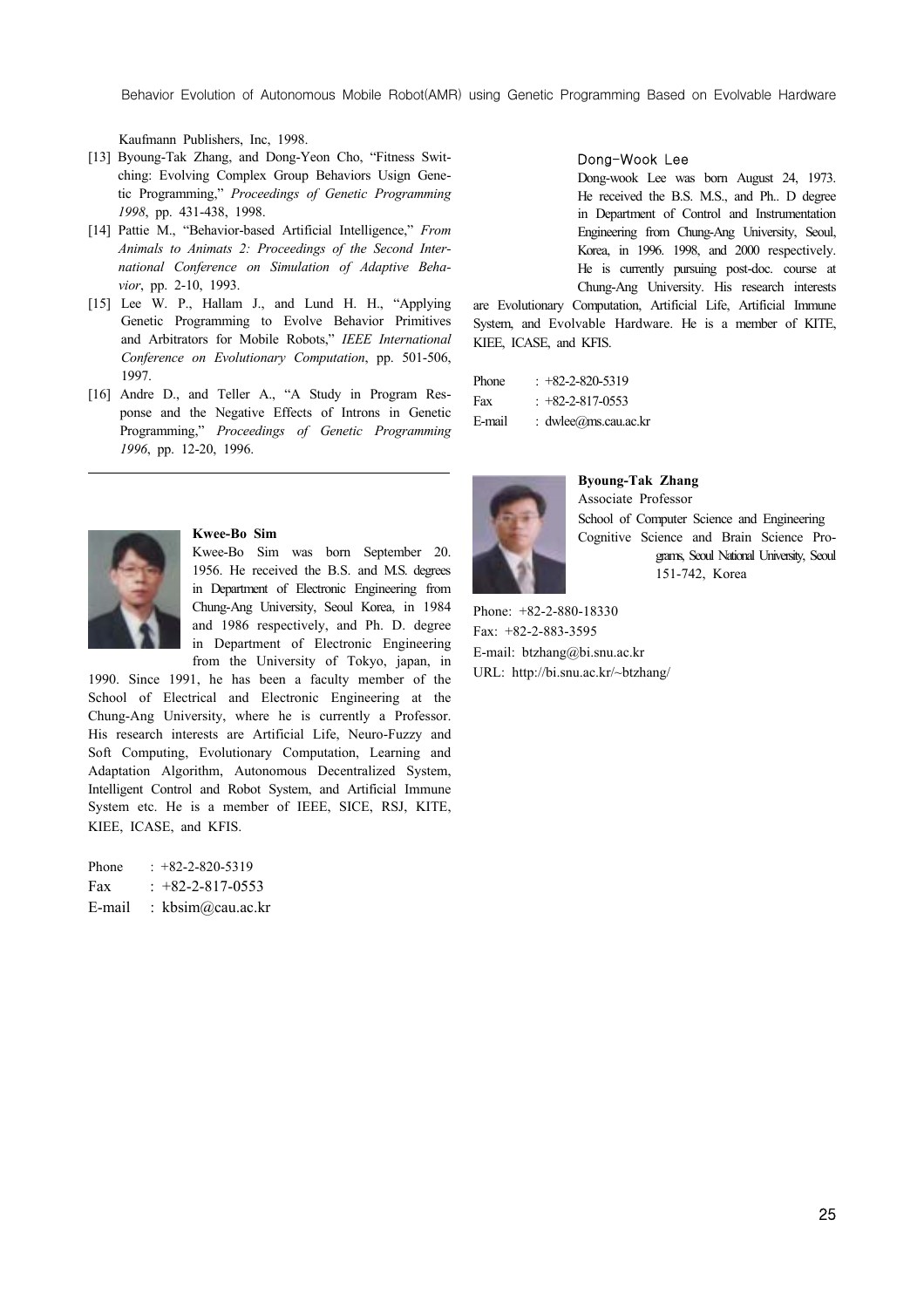Kaufmann Publishers, Inc, 1998.

[13] Byoung-Tak Zhang, and Dong-Yeon Cho, "Fitness Switching: Evolving Complex Group Behaviors Usign Genetic Programming," *Proceedings of Genetic Programming 1998*, pp. 431-438, 1998.

[14] Pattie M., "Behavior-based Artificial Intelligence," *From Animals to Animats 2: Proceedings of the Second International Conference on Simulation of Adaptive Behavior*, pp. 2-10, 1993.

[15] Lee W. P., Hallam J., and Lund H. H., "Applying Genetic Programming to Evolve Behavior Primitives and Arbitrators for Mobile Robots," *IEEE International Conference on Evolutionary Computation*, pp. 501-506, 1997.

[16] Andre D., and Teller A., "A Study in Program Response and the Negative Effects of Introns in Genetic Programming," *Proceedings of Genetic Programming 1996*, pp. 12-20, 1996.

**Kwee-Bo Sim**

Kwee-Bo Sim was born September 20. 1956. He received the B.S. and M.S. degrees in Department of Electronic Engineering from Chung-Ang University, Seoul Korea, in 1984 and 1986 respectively, and Ph. D. degree in Department of Electronic Engineering from the University of Tokyo, japan, in 1990. Since 1991, he has been a faculty member of the School of Electrical and Electronic Engineering at the Chung-Ang University, where he is currently a Professor. His research interests are Artificial Life, Neuro-Fuzzy and Soft Computing, Evolutionary Computation, Learning and Adaptation Algorithm, Autonomous Decentralized System, Intelligent Control and Robot System, and Artificial Immune System etc. He is a member of IEEE, SICE, RSJ, KITE, KIEE, ICASE, and KFIS.

Phone : +82-2-820-5319
Fax : +82-2-817-0553
E-mail : kbsim@cau.ac.kr

**Dong-Wook Lee**

Dong-wook Lee was born August 24, 1973. He received the B.S. M.S., and Ph.. D degree in Department of Control and Instrumentation Engineering from Chung-Ang University, Seoul, Korea, in 1996. 1998, and 2000 respectively. He is currently pursuing post-doc. course at Chung-Ang University. His research interests are Evolutionary Computation, Artificial Life, Artificial Immune System, and Evolvable Hardware. He is a member of KITE, KIEE, ICASE, and KFIS.

Phone : +82-2-820-5319
Fax : +82-2-817-0553
E-mail : dwlee@ms.cau.ac.kr

**Byoung-Tak Zhang**

Associate Professor
School of Computer Science and Engineering
Cognitive Science and Brain Science Programs, Seoul National University, Seoul 151-742, Korea

Phone: +82-2-880-18330
Fax: +82-2-883-3595
E-mail: btzhang@bi.snu.ac.kr
URL: http://bi.snu.ac.kr/~btzhang/